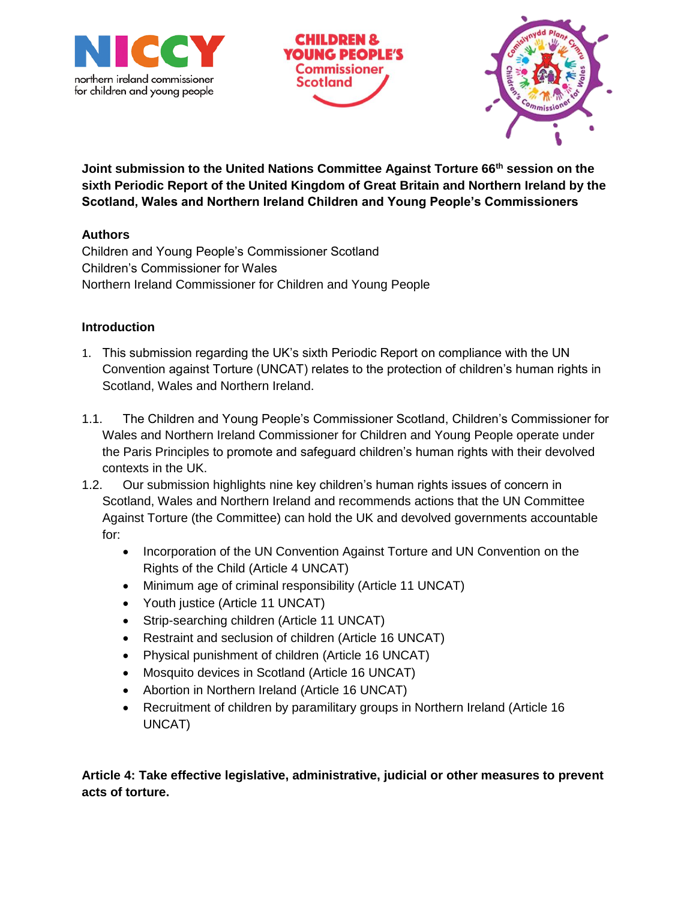**Joint submission to the United Nations Committee Against Torture 66th session on the sixth Periodic Report of the United Kingdom of Great Britain and Northern Ireland by the Scotland, Wales and Northern Ireland Children and Young People's Commissioners**

**Authors**

Children and Young People's Commissioner Scotland
Children's Commissioner for Wales
Northern Ireland Commissioner for Children and Young People

**Introduction**

1. This submission regarding the UK's sixth Periodic Report on compliance with the UN Convention against Torture (UNCAT) relates to the protection of children's human rights in Scotland, Wales and Northern Ireland.

1.1. The Children and Young People's Commissioner Scotland, Children's Commissioner for Wales and Northern Ireland Commissioner for Children and Young People operate under the Paris Principles to promote and safeguard children's human rights with their devolved contexts in the UK.

1.2. Our submission highlights nine key children's human rights issues of concern in Scotland, Wales and Northern Ireland and recommends actions that the UN Committee Against Torture (the Committee) can hold the UK and devolved governments accountable for:

- Incorporation of the UN Convention Against Torture and UN Convention on the Rights of the Child (Article 4 UNCAT)
- Minimum age of criminal responsibility (Article 11 UNCAT)
- Youth justice (Article 11 UNCAT)
- Strip-searching children (Article 11 UNCAT)
- Restraint and seclusion of children (Article 16 UNCAT)
- Physical punishment of children (Article 16 UNCAT)
- Mosquito devices in Scotland (Article 16 UNCAT)
- Abortion in Northern Ireland (Article 16 UNCAT)
- Recruitment of children by paramilitary groups in Northern Ireland (Article 16 UNCAT)

**Article 4: Take effective legislative, administrative, judicial or other measures to prevent acts of torture.**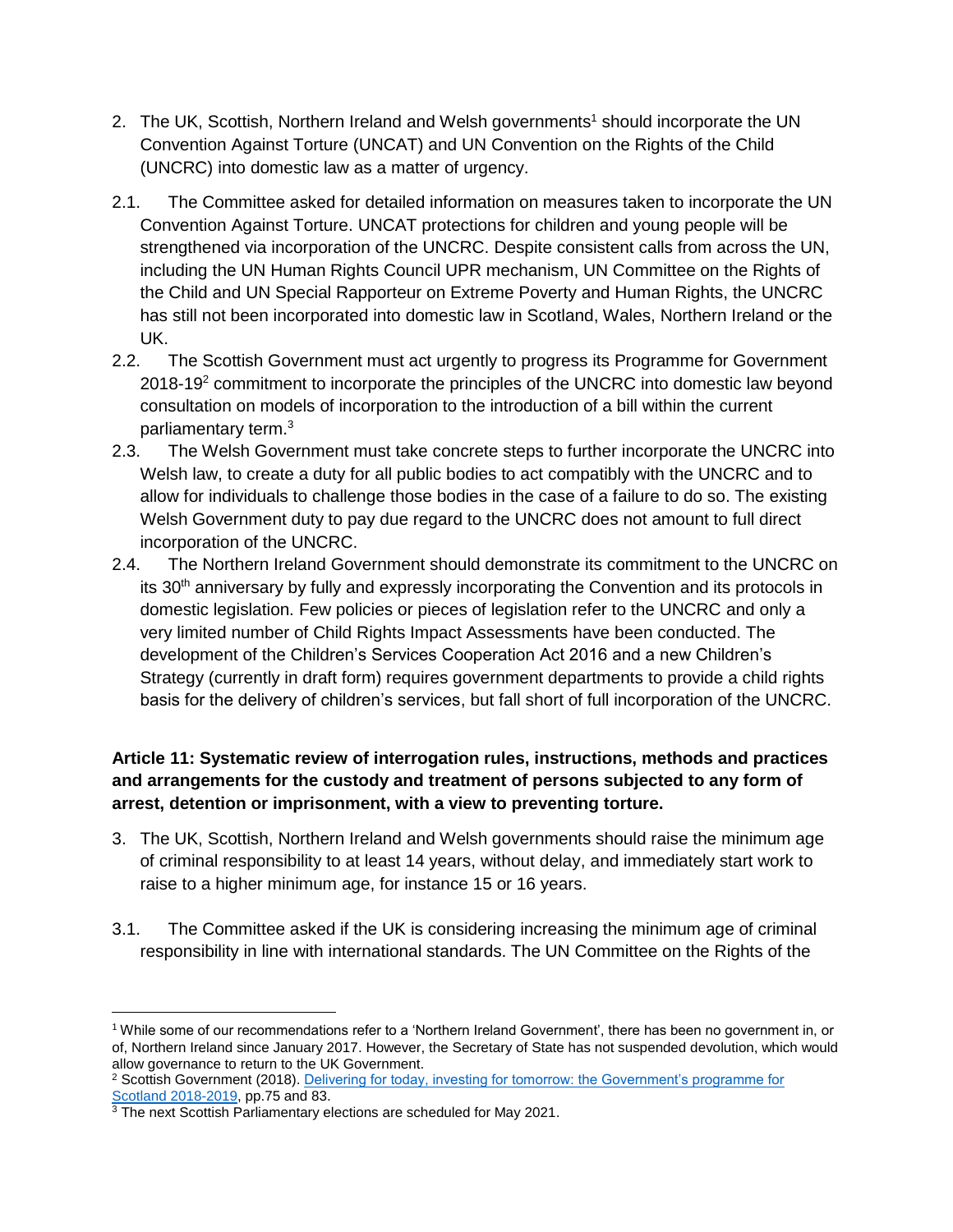2. The UK, Scottish, Northern Ireland and Welsh governments[1] should incorporate the UN Convention Against Torture (UNCAT) and UN Convention on the Rights of the Child (UNCRC) into domestic law as a matter of urgency.

2.1. The Committee asked for detailed information on measures taken to incorporate the UN Convention Against Torture. UNCAT protections for children and young people will be strengthened via incorporation of the UNCRC. Despite consistent calls from across the UN, including the UN Human Rights Council UPR mechanism, UN Committee on the Rights of the Child and UN Special Rapporteur on Extreme Poverty and Human Rights, the UNCRC has still not been incorporated into domestic law in Scotland, Wales, Northern Ireland or the UK.

2.2. The Scottish Government must act urgently to progress its Programme for Government 2018-19[2] commitment to incorporate the principles of the UNCRC into domestic law beyond consultation on models of incorporation to the introduction of a bill within the current parliamentary term.[3]

2.3. The Welsh Government must take concrete steps to further incorporate the UNCRC into Welsh law, to create a duty for all public bodies to act compatibly with the UNCRC and to allow for individuals to challenge those bodies in the case of a failure to do so. The existing Welsh Government duty to pay due regard to the UNCRC does not amount to full direct incorporation of the UNCRC.

2.4. The Northern Ireland Government should demonstrate its commitment to the UNCRC on its 30th anniversary by fully and expressly incorporating the Convention and its protocols in domestic legislation. Few policies or pieces of legislation refer to the UNCRC and only a very limited number of Child Rights Impact Assessments have been conducted. The development of the Children's Services Cooperation Act 2016 and a new Children's Strategy (currently in draft form) requires government departments to provide a child rights basis for the delivery of children's services, but fall short of full incorporation of the UNCRC.

**Article 11: Systematic review of interrogation rules, instructions, methods and practices and arrangements for the custody and treatment of persons subjected to any form of arrest, detention or imprisonment, with a view to preventing torture.**

3. The UK, Scottish, Northern Ireland and Welsh governments should raise the minimum age of criminal responsibility to at least 14 years, without delay, and immediately start work to raise to a higher minimum age, for instance 15 or 16 years.

3.1. The Committee asked if the UK is considering increasing the minimum age of criminal responsibility in line with international standards. The UN Committee on the Rights of the

---

[1] While some of our recommendations refer to a 'Northern Ireland Government', there has been no government in, or of, Northern Ireland since January 2017. However, the Secretary of State has not suspended devolution, which would allow governance to return to the UK Government.

[2] Scottish Government (2018). Delivering for today, investing for tomorrow: the Government's programme for Scotland 2018-2019, pp.75 and 83.

[3] The next Scottish Parliamentary elections are scheduled for May 2021.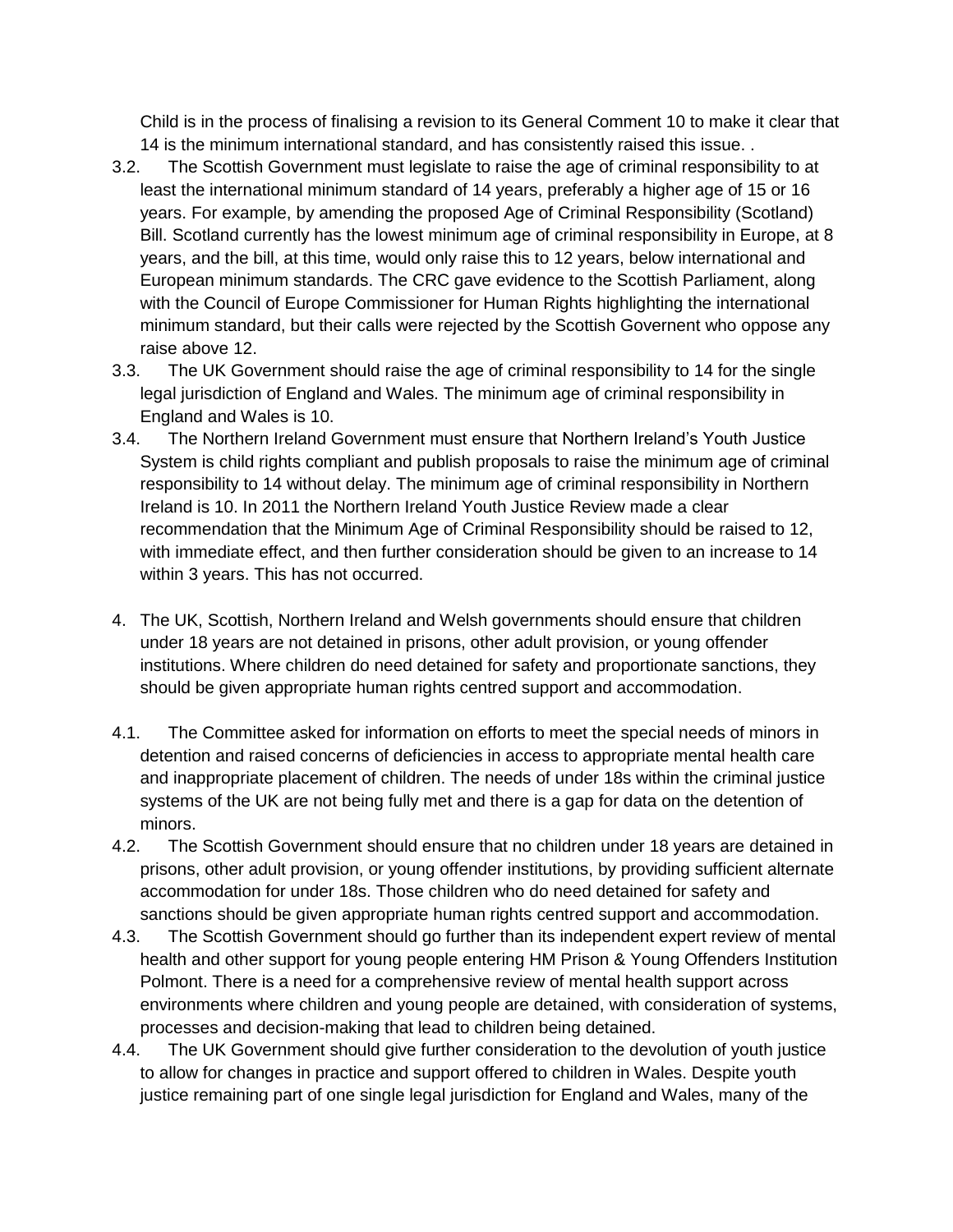Child is in the process of finalising a revision to its General Comment 10 to make it clear that 14 is the minimum international standard, and has consistently raised this issue. .

3.2. The Scottish Government must legislate to raise the age of criminal responsibility to at least the international minimum standard of 14 years, preferably a higher age of 15 or 16 years. For example, by amending the proposed Age of Criminal Responsibility (Scotland) Bill. Scotland currently has the lowest minimum age of criminal responsibility in Europe, at 8 years, and the bill, at this time, would only raise this to 12 years, below international and European minimum standards. The CRC gave evidence to the Scottish Parliament, along with the Council of Europe Commissioner for Human Rights highlighting the international minimum standard, but their calls were rejected by the Scottish Govenment who oppose any raise above 12.

3.3. The UK Government should raise the age of criminal responsibility to 14 for the single legal jurisdiction of England and Wales. The minimum age of criminal responsibility in England and Wales is 10.

3.4. The Northern Ireland Government must ensure that Northern Ireland's Youth Justice System is child rights compliant and publish proposals to raise the minimum age of criminal responsibility to 14 without delay. The minimum age of criminal responsibility in Northern Ireland is 10. In 2011 the Northern Ireland Youth Justice Review made a clear recommendation that the Minimum Age of Criminal Responsibility should be raised to 12, with immediate effect, and then further consideration should be given to an increase to 14 within 3 years. This has not occurred.

4. The UK, Scottish, Northern Ireland and Welsh governments should ensure that children under 18 years are not detained in prisons, other adult provision, or young offender institutions. Where children do need detained for safety and proportionate sanctions, they should be given appropriate human rights centred support and accommodation.

4.1. The Committee asked for information on efforts to meet the special needs of minors in detention and raised concerns of deficiencies in access to appropriate mental health care and inappropriate placement of children. The needs of under 18s within the criminal justice systems of the UK are not being fully met and there is a gap for data on the detention of minors.

4.2. The Scottish Government should ensure that no children under 18 years are detained in prisons, other adult provision, or young offender institutions, by providing sufficient alternate accommodation for under 18s. Those children who do need detained for safety and sanctions should be given appropriate human rights centred support and accommodation.

4.3. The Scottish Government should go further than its independent expert review of mental health and other support for young people entering HM Prison & Young Offenders Institution Polmont. There is a need for a comprehensive review of mental health support across environments where children and young people are detained, with consideration of systems, processes and decision-making that lead to children being detained.

4.4. The UK Government should give further consideration to the devolution of youth justice to allow for changes in practice and support offered to children in Wales. Despite youth justice remaining part of one single legal jurisdiction for England and Wales, many of the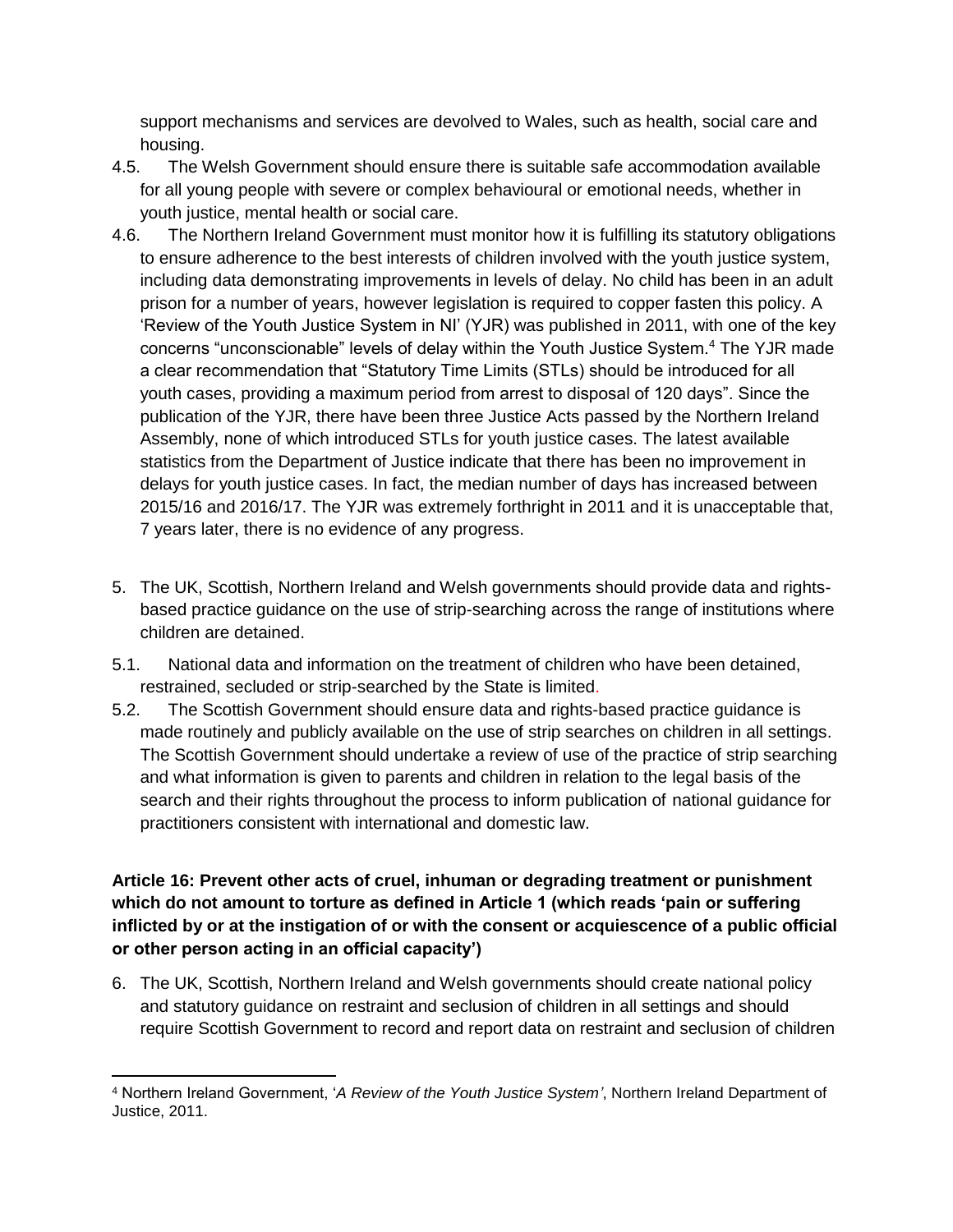support mechanisms and services are devolved to Wales, such as health, social care and housing.

4.5. The Welsh Government should ensure there is suitable safe accommodation available for all young people with severe or complex behavioural or emotional needs, whether in youth justice, mental health or social care.

4.6. The Northern Ireland Government must monitor how it is fulfilling its statutory obligations to ensure adherence to the best interests of children involved with the youth justice system, including data demonstrating improvements in levels of delay. No child has been in an adult prison for a number of years, however legislation is required to copper fasten this policy. A 'Review of the Youth Justice System in NI' (YJR) was published in 2011, with one of the key concerns "unconscionable" levels of delay within the Youth Justice System.[4] The YJR made a clear recommendation that "Statutory Time Limits (STLs) should be introduced for all youth cases, providing a maximum period from arrest to disposal of 120 days". Since the publication of the YJR, there have been three Justice Acts passed by the Northern Ireland Assembly, none of which introduced STLs for youth justice cases. The latest available statistics from the Department of Justice indicate that there has been no improvement in delays for youth justice cases. In fact, the median number of days has increased between 2015/16 and 2016/17. The YJR was extremely forthright in 2011 and it is unacceptable that, 7 years later, there is no evidence of any progress.

5. The UK, Scottish, Northern Ireland and Welsh governments should provide data and rights-based practice guidance on the use of strip-searching across the range of institutions where children are detained.

5.1. National data and information on the treatment of children who have been detained, restrained, secluded or strip-searched by the State is limited.

5.2. The Scottish Government should ensure data and rights-based practice guidance is made routinely and publicly available on the use of strip searches on children in all settings. The Scottish Government should undertake a review of use of the practice of strip searching and what information is given to parents and children in relation to the legal basis of the search and their rights throughout the process to inform publication of national guidance for practitioners consistent with international and domestic law.

**Article 16: Prevent other acts of cruel, inhuman or degrading treatment or punishment which do not amount to torture as defined in Article 1 (which reads 'pain or suffering inflicted by or at the instigation of or with the consent or acquiescence of a public official or other person acting in an official capacity')**

6. The UK, Scottish, Northern Ireland and Welsh governments should create national policy and statutory guidance on restraint and seclusion of children in all settings and should require Scottish Government to record and report data on restraint and seclusion of children

[4] Northern Ireland Government, '*A Review of the Youth Justice System*', Northern Ireland Department of Justice, 2011.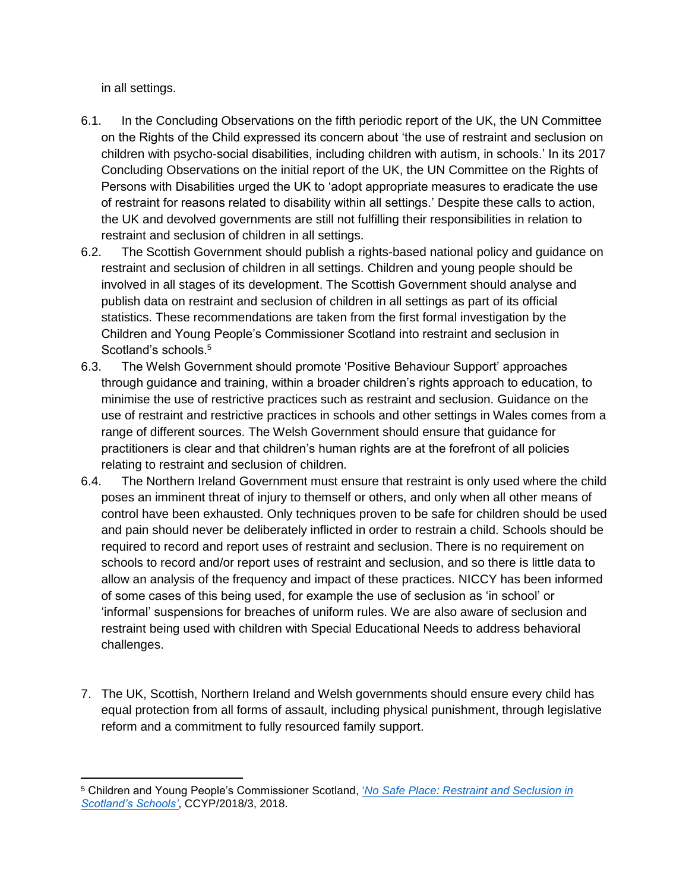in all settings.

6.1. In the Concluding Observations on the fifth periodic report of the UK, the UN Committee on the Rights of the Child expressed its concern about 'the use of restraint and seclusion on children with psycho-social disabilities, including children with autism, in schools.' In its 2017 Concluding Observations on the initial report of the UK, the UN Committee on the Rights of Persons with Disabilities urged the UK to 'adopt appropriate measures to eradicate the use of restraint for reasons related to disability within all settings.' Despite these calls to action, the UK and devolved governments are still not fulfilling their responsibilities in relation to restraint and seclusion of children in all settings.

6.2. The Scottish Government should publish a rights-based national policy and guidance on restraint and seclusion of children in all settings. Children and young people should be involved in all stages of its development. The Scottish Government should analyse and publish data on restraint and seclusion of children in all settings as part of its official statistics. These recommendations are taken from the first formal investigation by the Children and Young People's Commissioner Scotland into restraint and seclusion in Scotland's schools.[5]

6.3. The Welsh Government should promote 'Positive Behaviour Support' approaches through guidance and training, within a broader children's rights approach to education, to minimise the use of restrictive practices such as restraint and seclusion. Guidance on the use of restraint and restrictive practices in schools and other settings in Wales comes from a range of different sources. The Welsh Government should ensure that guidance for practitioners is clear and that children's human rights are at the forefront of all policies relating to restraint and seclusion of children.

6.4. The Northern Ireland Government must ensure that restraint is only used where the child poses an imminent threat of injury to themself or others, and only when all other means of control have been exhausted. Only techniques proven to be safe for children should be used and pain should never be deliberately inflicted in order to restrain a child. Schools should be required to record and report uses of restraint and seclusion. There is no requirement on schools to record and/or report uses of restraint and seclusion, and so there is little data to allow an analysis of the frequency and impact of these practices. NICCY has been informed of some cases of this being used, for example the use of seclusion as 'in school' or 'informal' suspensions for breaches of uniform rules. We are also aware of seclusion and restraint being used with children with Special Educational Needs to address behavioral challenges.

7. The UK, Scottish, Northern Ireland and Welsh governments should ensure every child has equal protection from all forms of assault, including physical punishment, through legislative reform and a commitment to fully resourced family support.

---

[5] Children and Young People's Commissioner Scotland, '*No Safe Place: Restraint and Seclusion in Scotland's Schools*', CCYP/2018/3, 2018.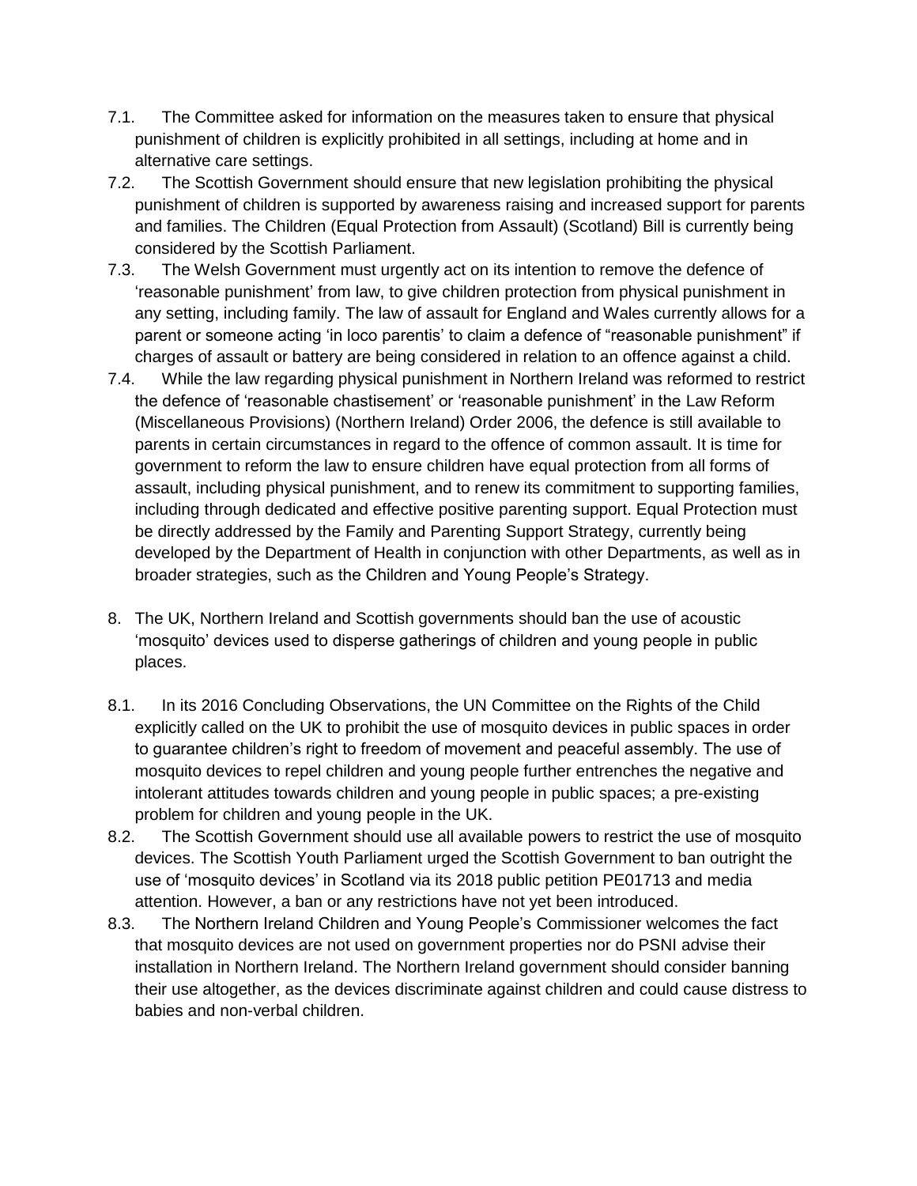7.1. The Committee asked for information on the measures taken to ensure that physical punishment of children is explicitly prohibited in all settings, including at home and in alternative care settings.

7.2. The Scottish Government should ensure that new legislation prohibiting the physical punishment of children is supported by awareness raising and increased support for parents and families. The Children (Equal Protection from Assault) (Scotland) Bill is currently being considered by the Scottish Parliament.

7.3. The Welsh Government must urgently act on its intention to remove the defence of 'reasonable punishment' from law, to give children protection from physical punishment in any setting, including family. The law of assault for England and Wales currently allows for a parent or someone acting 'in loco parentis' to claim a defence of "reasonable punishment" if charges of assault or battery are being considered in relation to an offence against a child.

7.4. While the law regarding physical punishment in Northern Ireland was reformed to restrict the defence of 'reasonable chastisement' or 'reasonable punishment' in the Law Reform (Miscellaneous Provisions) (Northern Ireland) Order 2006, the defence is still available to parents in certain circumstances in regard to the offence of common assault. It is time for government to reform the law to ensure children have equal protection from all forms of assault, including physical punishment, and to renew its commitment to supporting families, including through dedicated and effective positive parenting support. Equal Protection must be directly addressed by the Family and Parenting Support Strategy, currently being developed by the Department of Health in conjunction with other Departments, as well as in broader strategies, such as the Children and Young People's Strategy.

8. The UK, Northern Ireland and Scottish governments should ban the use of acoustic 'mosquito' devices used to disperse gatherings of children and young people in public places.

8.1. In its 2016 Concluding Observations, the UN Committee on the Rights of the Child explicitly called on the UK to prohibit the use of mosquito devices in public spaces in order to guarantee children's right to freedom of movement and peaceful assembly. The use of mosquito devices to repel children and young people further entrenches the negative and intolerant attitudes towards children and young people in public spaces; a pre-existing problem for children and young people in the UK.

8.2. The Scottish Government should use all available powers to restrict the use of mosquito devices. The Scottish Youth Parliament urged the Scottish Government to ban outright the use of 'mosquito devices' in Scotland via its 2018 public petition PE01713 and media attention. However, a ban or any restrictions have not yet been introduced.

8.3. The Northern Ireland Children and Young People's Commissioner welcomes the fact that mosquito devices are not used on government properties nor do PSNI advise their installation in Northern Ireland. The Northern Ireland government should consider banning their use altogether, as the devices discriminate against children and could cause distress to babies and non-verbal children.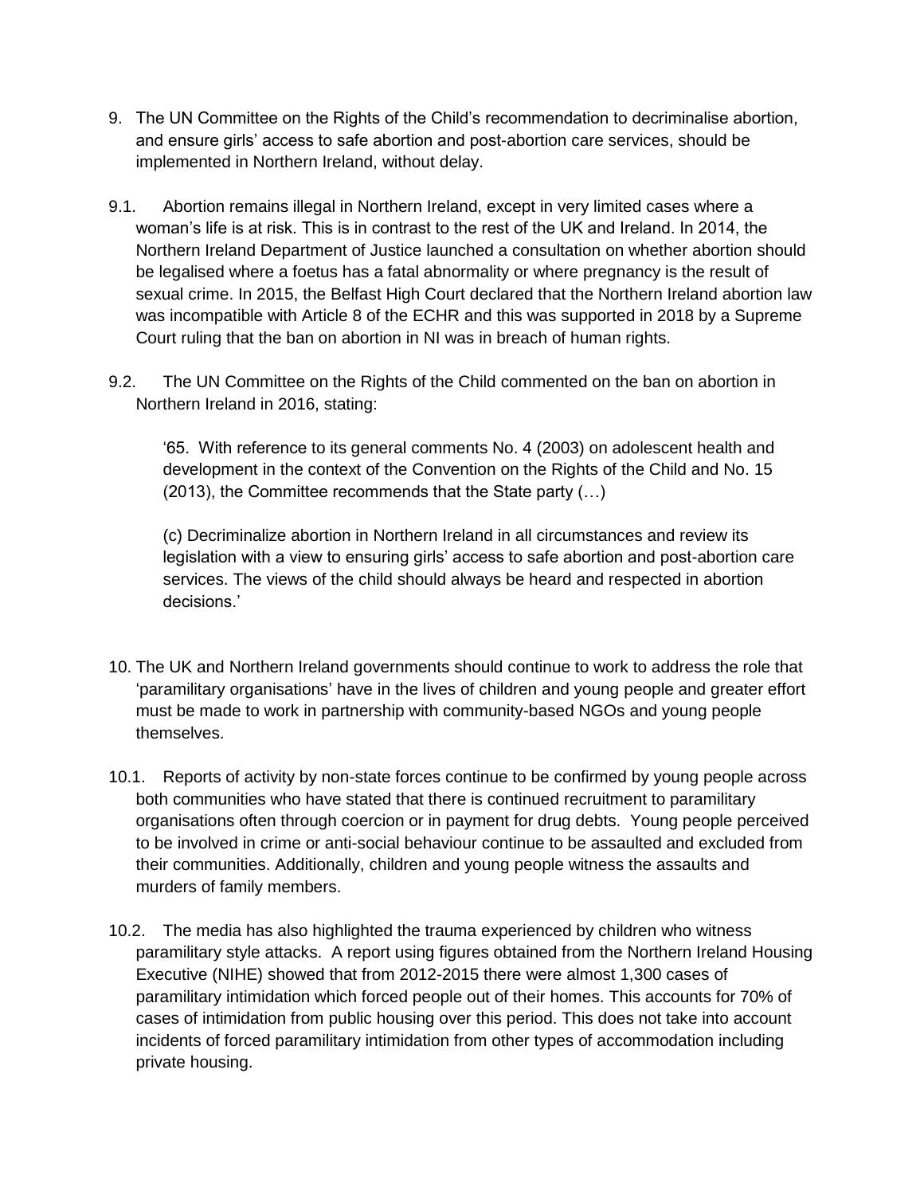9. The UN Committee on the Rights of the Child's recommendation to decriminalise abortion, and ensure girls' access to safe abortion and post-abortion care services, should be implemented in Northern Ireland, without delay.

9.1. Abortion remains illegal in Northern Ireland, except in very limited cases where a woman's life is at risk. This is in contrast to the rest of the UK and Ireland. In 2014, the Northern Ireland Department of Justice launched a consultation on whether abortion should be legalised where a foetus has a fatal abnormality or where pregnancy is the result of sexual crime. In 2015, the Belfast High Court declared that the Northern Ireland abortion law was incompatible with Article 8 of the ECHR and this was supported in 2018 by a Supreme Court ruling that the ban on abortion in NI was in breach of human rights.

9.2. The UN Committee on the Rights of the Child commented on the ban on abortion in Northern Ireland in 2016, stating:

> '65. With reference to its general comments No. 4 (2003) on adolescent health and development in the context of the Convention on the Rights of the Child and No. 15 (2013), the Committee recommends that the State party (…)
>
> (c) Decriminalize abortion in Northern Ireland in all circumstances and review its legislation with a view to ensuring girls' access to safe abortion and post-abortion care services. The views of the child should always be heard and respected in abortion decisions.'

10. The UK and Northern Ireland governments should continue to work to address the role that 'paramilitary organisations' have in the lives of children and young people and greater effort must be made to work in partnership with community-based NGOs and young people themselves.

10.1. Reports of activity by non-state forces continue to be confirmed by young people across both communities who have stated that there is continued recruitment to paramilitary organisations often through coercion or in payment for drug debts. Young people perceived to be involved in crime or anti-social behaviour continue to be assaulted and excluded from their communities. Additionally, children and young people witness the assaults and murders of family members.

10.2. The media has also highlighted the trauma experienced by children who witness paramilitary style attacks. A report using figures obtained from the Northern Ireland Housing Executive (NIHE) showed that from 2012-2015 there were almost 1,300 cases of paramilitary intimidation which forced people out of their homes. This accounts for 70% of cases of intimidation from public housing over this period. This does not take into account incidents of forced paramilitary intimidation from other types of accommodation including private housing.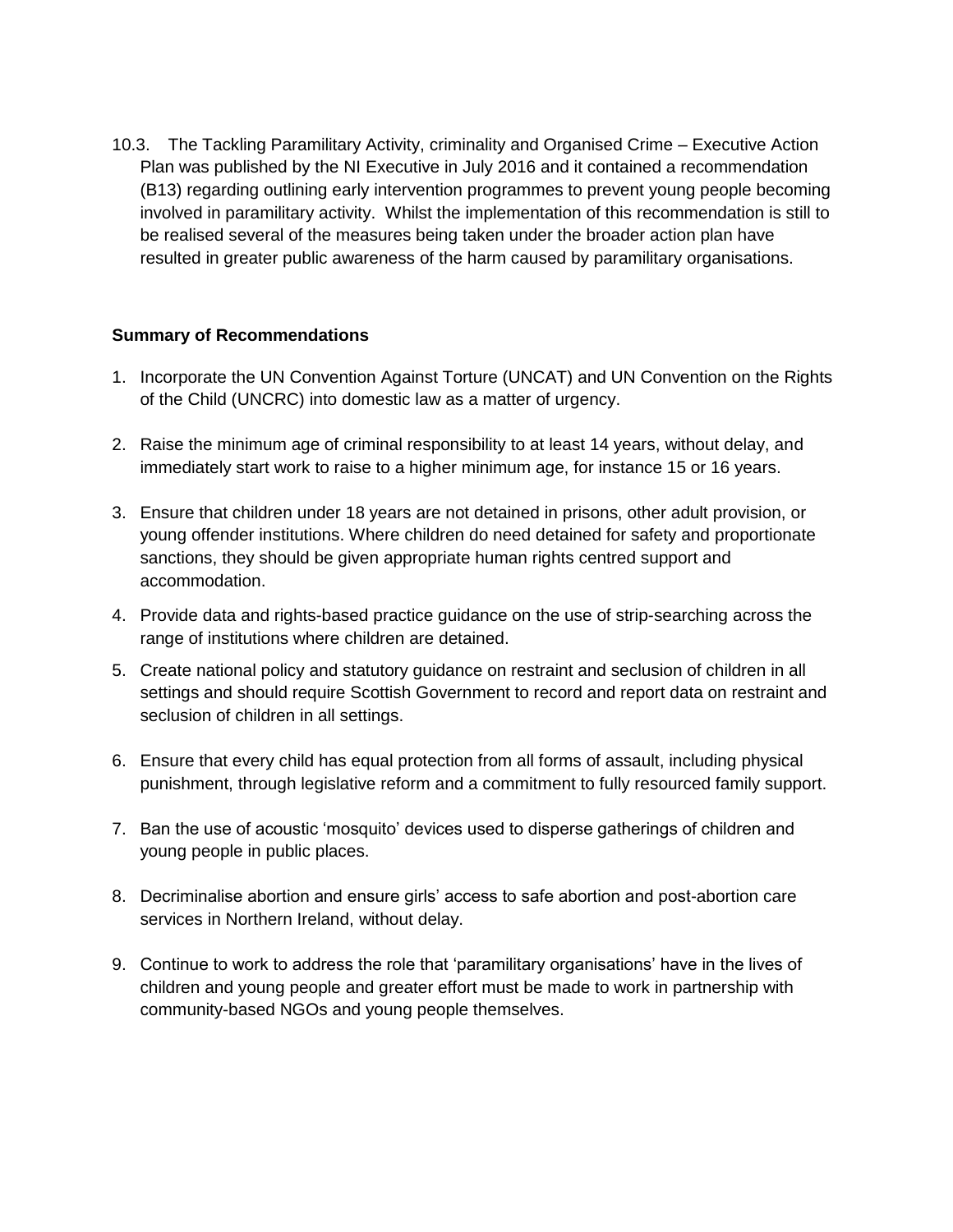10.3. The Tackling Paramilitary Activity, criminality and Organised Crime – Executive Action Plan was published by the NI Executive in July 2016 and it contained a recommendation (B13) regarding outlining early intervention programmes to prevent young people becoming involved in paramilitary activity. Whilst the implementation of this recommendation is still to be realised several of the measures being taken under the broader action plan have resulted in greater public awareness of the harm caused by paramilitary organisations.

**Summary of Recommendations**

1. Incorporate the UN Convention Against Torture (UNCAT) and UN Convention on the Rights of the Child (UNCRC) into domestic law as a matter of urgency.

2. Raise the minimum age of criminal responsibility to at least 14 years, without delay, and immediately start work to raise to a higher minimum age, for instance 15 or 16 years.

3. Ensure that children under 18 years are not detained in prisons, other adult provision, or young offender institutions. Where children do need detained for safety and proportionate sanctions, they should be given appropriate human rights centred support and accommodation.

4. Provide data and rights-based practice guidance on the use of strip-searching across the range of institutions where children are detained.

5. Create national policy and statutory guidance on restraint and seclusion of children in all settings and should require Scottish Government to record and report data on restraint and seclusion of children in all settings.

6. Ensure that every child has equal protection from all forms of assault, including physical punishment, through legislative reform and a commitment to fully resourced family support.

7. Ban the use of acoustic 'mosquito' devices used to disperse gatherings of children and young people in public places.

8. Decriminalise abortion and ensure girls' access to safe abortion and post-abortion care services in Northern Ireland, without delay.

9. Continue to work to address the role that 'paramilitary organisations' have in the lives of children and young people and greater effort must be made to work in partnership with community-based NGOs and young people themselves.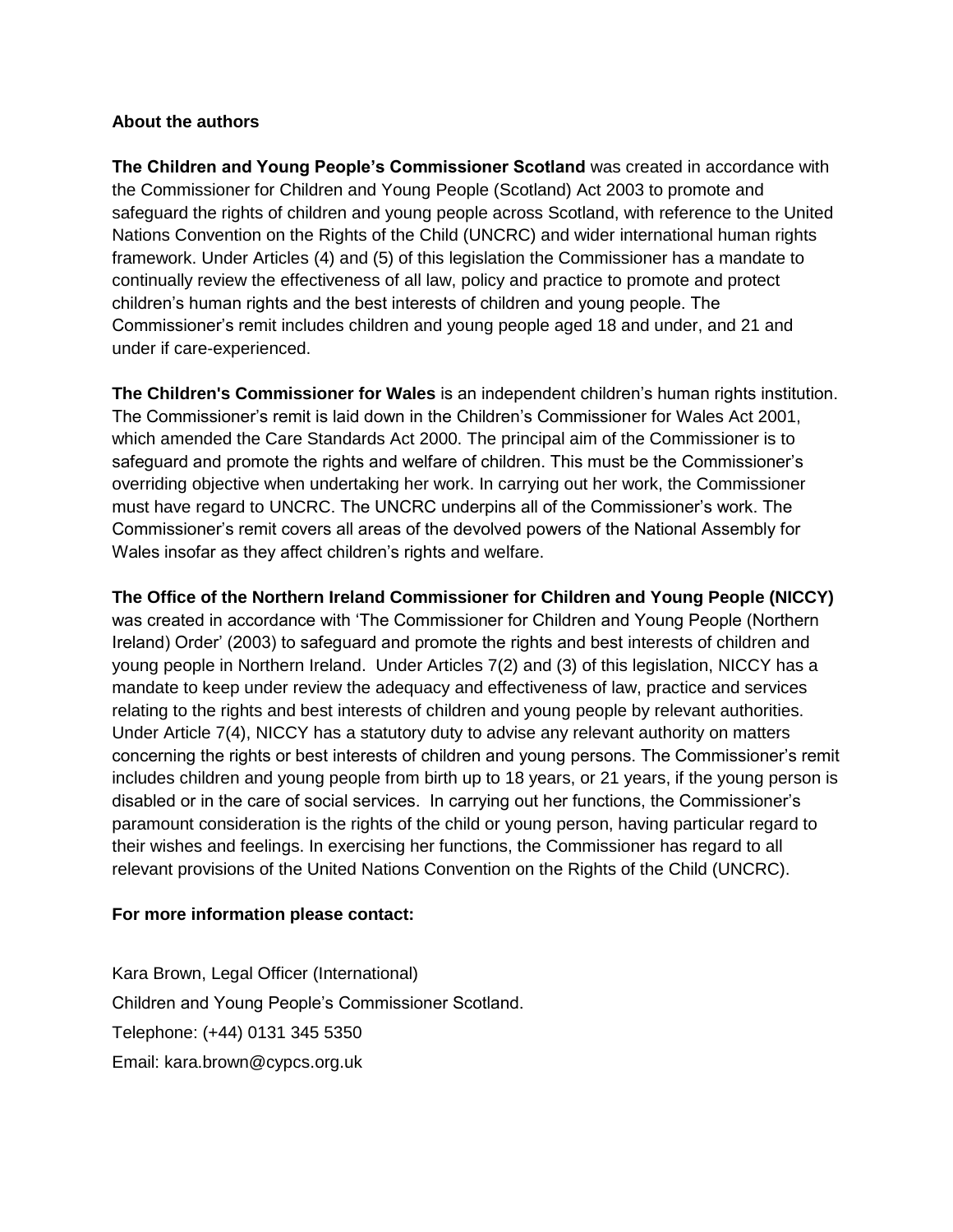**About the authors**

**The Children and Young People's Commissioner Scotland** was created in accordance with the Commissioner for Children and Young People (Scotland) Act 2003 to promote and safeguard the rights of children and young people across Scotland, with reference to the United Nations Convention on the Rights of the Child (UNCRC) and wider international human rights framework. Under Articles (4) and (5) of this legislation the Commissioner has a mandate to continually review the effectiveness of all law, policy and practice to promote and protect children's human rights and the best interests of children and young people. The Commissioner's remit includes children and young people aged 18 and under, and 21 and under if care-experienced.

**The Children's Commissioner for Wales** is an independent children's human rights institution. The Commissioner's remit is laid down in the Children's Commissioner for Wales Act 2001, which amended the Care Standards Act 2000. The principal aim of the Commissioner is to safeguard and promote the rights and welfare of children. This must be the Commissioner's overriding objective when undertaking her work. In carrying out her work, the Commissioner must have regard to UNCRC. The UNCRC underpins all of the Commissioner's work. The Commissioner's remit covers all areas of the devolved powers of the National Assembly for Wales insofar as they affect children's rights and welfare.

**The Office of the Northern Ireland Commissioner for Children and Young People (NICCY)** was created in accordance with 'The Commissioner for Children and Young People (Northern Ireland) Order' (2003) to safeguard and promote the rights and best interests of children and young people in Northern Ireland. Under Articles 7(2) and (3) of this legislation, NICCY has a mandate to keep under review the adequacy and effectiveness of law, practice and services relating to the rights and best interests of children and young people by relevant authorities. Under Article 7(4), NICCY has a statutory duty to advise any relevant authority on matters concerning the rights or best interests of children and young persons. The Commissioner's remit includes children and young people from birth up to 18 years, or 21 years, if the young person is disabled or in the care of social services. In carrying out her functions, the Commissioner's paramount consideration is the rights of the child or young person, having particular regard to their wishes and feelings. In exercising her functions, the Commissioner has regard to all relevant provisions of the United Nations Convention on the Rights of the Child (UNCRC).

**For more information please contact:**

Kara Brown, Legal Officer (International)

Children and Young People's Commissioner Scotland.

Telephone: (+44) 0131 345 5350

Email: kara.brown@cypcs.org.uk